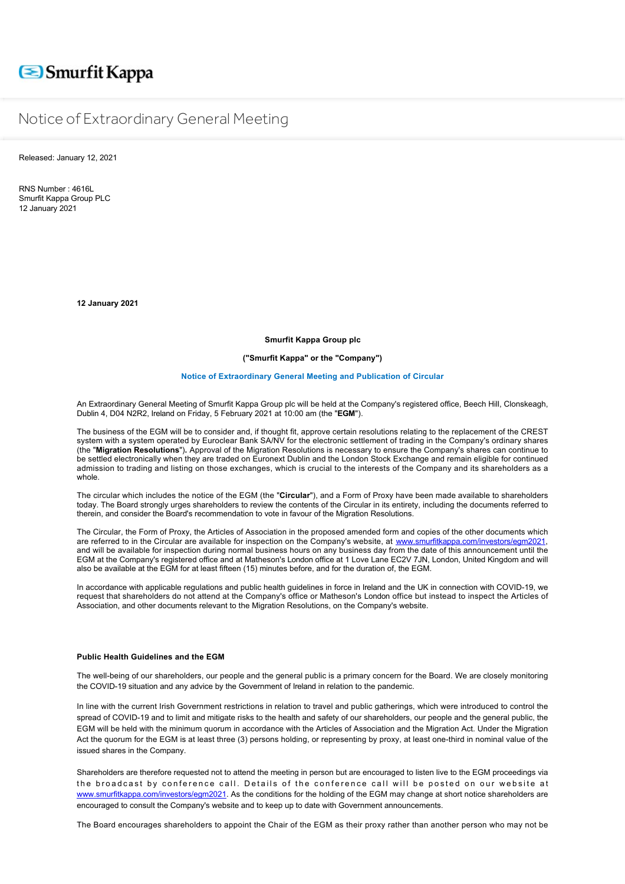Smurfit Kappa

# Notice of Extraordinary General Meeting

Released: January 12, 2021

RNS Number : 4616L
Smurfit Kappa Group PLC
12 January 2021

**12 January 2021**

**Smurfit Kappa Group plc**

**("Smurfit Kappa" or the "Company")**

**Notice of Extraordinary General Meeting and Publication of Circular**

An Extraordinary General Meeting of Smurfit Kappa Group plc will be held at the Company's registered office, Beech Hill, Clonskeagh, Dublin 4, D04 N2R2, Ireland on Friday, 5 February 2021 at 10:00 am (the "**EGM**").

The business of the EGM will be to consider and, if thought fit, approve certain resolutions relating to the replacement of the CREST system with a system operated by Euroclear Bank SA/NV for the electronic settlement of trading in the Company's ordinary shares (the "**Migration Resolutions**"). Approval of the Migration Resolutions is necessary to ensure the Company's shares can continue to be settled electronically when they are traded on Euronext Dublin and the London Stock Exchange and remain eligible for continued admission to trading and listing on those exchanges, which is crucial to the interests of the Company and its shareholders as a whole.

The circular which includes the notice of the EGM (the "**Circular**"), and a Form of Proxy have been made available to shareholders today. The Board strongly urges shareholders to review the contents of the Circular in its entirety, including the documents referred to therein, and consider the Board's recommendation to vote in favour of the Migration Resolutions.

The Circular, the Form of Proxy, the Articles of Association in the proposed amended form and copies of the other documents which are referred to in the Circular are available for inspection on the Company's website, at www.smurfitkappa.com/investors/egm2021, and will be available for inspection during normal business hours on any business day from the date of this announcement until the EGM at the Company's registered office and at Matheson's London office at 1 Love Lane EC2V 7JN, London, United Kingdom and will also be available at the EGM for at least fifteen (15) minutes before, and for the duration of, the EGM.

In accordance with applicable regulations and public health guidelines in force in Ireland and the UK in connection with COVID-19, we request that shareholders do not attend at the Company's office or Matheson's London office but instead to inspect the Articles of Association, and other documents relevant to the Migration Resolutions, on the Company's website.

**Public Health Guidelines and the EGM**

The well-being of our shareholders, our people and the general public is a primary concern for the Board. We are closely monitoring the COVID-19 situation and any advice by the Government of Ireland in relation to the pandemic.

In line with the current Irish Government restrictions in relation to travel and public gatherings, which were introduced to control the spread of COVID-19 and to limit and mitigate risks to the health and safety of our shareholders, our people and the general public, the EGM will be held with the minimum quorum in accordance with the Articles of Association and the Migration Act. Under the Migration Act the quorum for the EGM is at least three (3) persons holding, or representing by proxy, at least one-third in nominal value of the issued shares in the Company.

Shareholders are therefore requested not to attend the meeting in person but are encouraged to listen live to the EGM proceedings via the broadcast by conference call. Details of the conference call will be posted on our website at www.smurfitkappa.com/investors/egm2021. As the conditions for the holding of the EGM may change at short notice shareholders are encouraged to consult the Company's website and to keep up to date with Government announcements.

The Board encourages shareholders to appoint the Chair of the EGM as their proxy rather than another person who may not be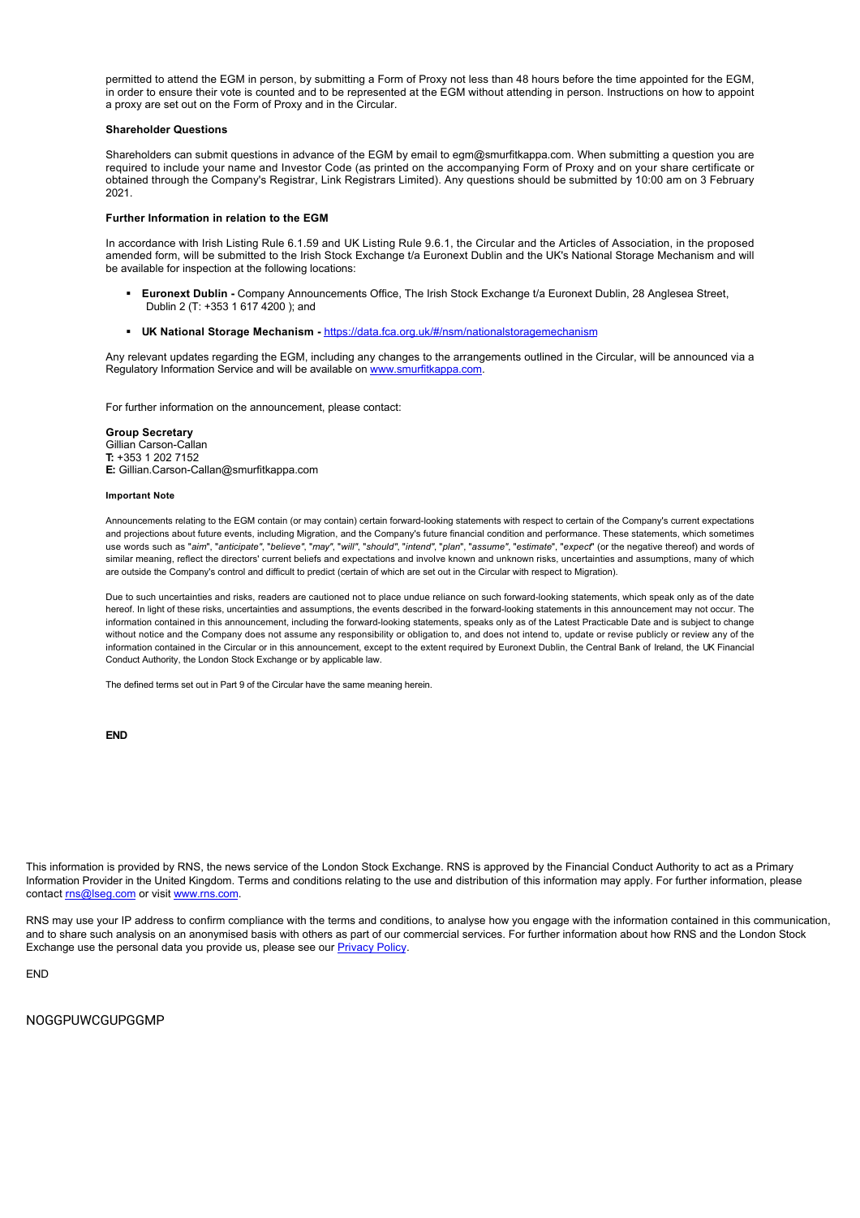permitted to attend the EGM in person, by submitting a Form of Proxy not less than 48 hours before the time appointed for the EGM, in order to ensure their vote is counted and to be represented at the EGM without attending in person. Instructions on how to appoint a proxy are set out on the Form of Proxy and in the Circular.

**Shareholder Questions**

Shareholders can submit questions in advance of the EGM by email to egm@smurfitkappa.com. When submitting a question you are required to include your name and Investor Code (as printed on the accompanying Form of Proxy and on your share certificate or obtained through the Company's Registrar, Link Registrars Limited). Any questions should be submitted by 10:00 am on 3 February 2021.

**Further Information in relation to the EGM**

In accordance with Irish Listing Rule 6.1.59 and UK Listing Rule 9.6.1, the Circular and the Articles of Association, in the proposed amended form, will be submitted to the Irish Stock Exchange t/a Euronext Dublin and the UK's National Storage Mechanism and will be available for inspection at the following locations:

- **Euronext Dublin -** Company Announcements Office, The Irish Stock Exchange t/a Euronext Dublin, 28 Anglesea Street, Dublin 2 (T: +353 1 617 4200 ); and
- **UK National Storage Mechanism -** https://data.fca.org.uk/#/nsm/nationalstoragemechanism

Any relevant updates regarding the EGM, including any changes to the arrangements outlined in the Circular, will be announced via a Regulatory Information Service and will be available on www.smurfitkappa.com.

For further information on the announcement, please contact:

**Group Secretary**
Gillian Carson-Callan
**T:** +353 1 202 7152
**E:** Gillian.Carson-Callan@smurfitkappa.com

**Important Note**

Announcements relating to the EGM contain (or may contain) certain forward-looking statements with respect to certain of the Company's current expectations and projections about future events, including Migration, and the Company's future financial condition and performance. These statements, which sometimes use words such as "*aim*", "*anticipate*", "*believe*", "*may*", "*will*", "*should*", "*intend*", "*plan*", "*assume*", "*estimate*", "*expect*" (or the negative thereof) and words of similar meaning, reflect the directors' current beliefs and expectations and involve known and unknown risks, uncertainties and assumptions, many of which are outside the Company's control and difficult to predict (certain of which are set out in the Circular with respect to Migration).

Due to such uncertainties and risks, readers are cautioned not to place undue reliance on such forward-looking statements, which speak only as of the date hereof. In light of these risks, uncertainties and assumptions, the events described in the forward-looking statements in this announcement may not occur. The information contained in this announcement, including the forward-looking statements, speaks only as of the Latest Practicable Date and is subject to change without notice and the Company does not assume any responsibility or obligation to, and does not intend to, update or revise publicly or review any of the information contained in the Circular or in this announcement, except to the extent required by Euronext Dublin, the Central Bank of Ireland, the UK Financial Conduct Authority, the London Stock Exchange or by applicable law.

The defined terms set out in Part 9 of the Circular have the same meaning herein.

**END**

This information is provided by RNS, the news service of the London Stock Exchange. RNS is approved by the Financial Conduct Authority to act as a Primary Information Provider in the United Kingdom. Terms and conditions relating to the use and distribution of this information may apply. For further information, please contact rns@lseg.com or visit www.rns.com.

RNS may use your IP address to confirm compliance with the terms and conditions, to analyse how you engage with the information contained in this communication, and to share such analysis on an anonymised basis with others as part of our commercial services. For further information about how RNS and the London Stock Exchange use the personal data you provide us, please see our Privacy Policy.

END

NOGGPUWCGUPGGMP